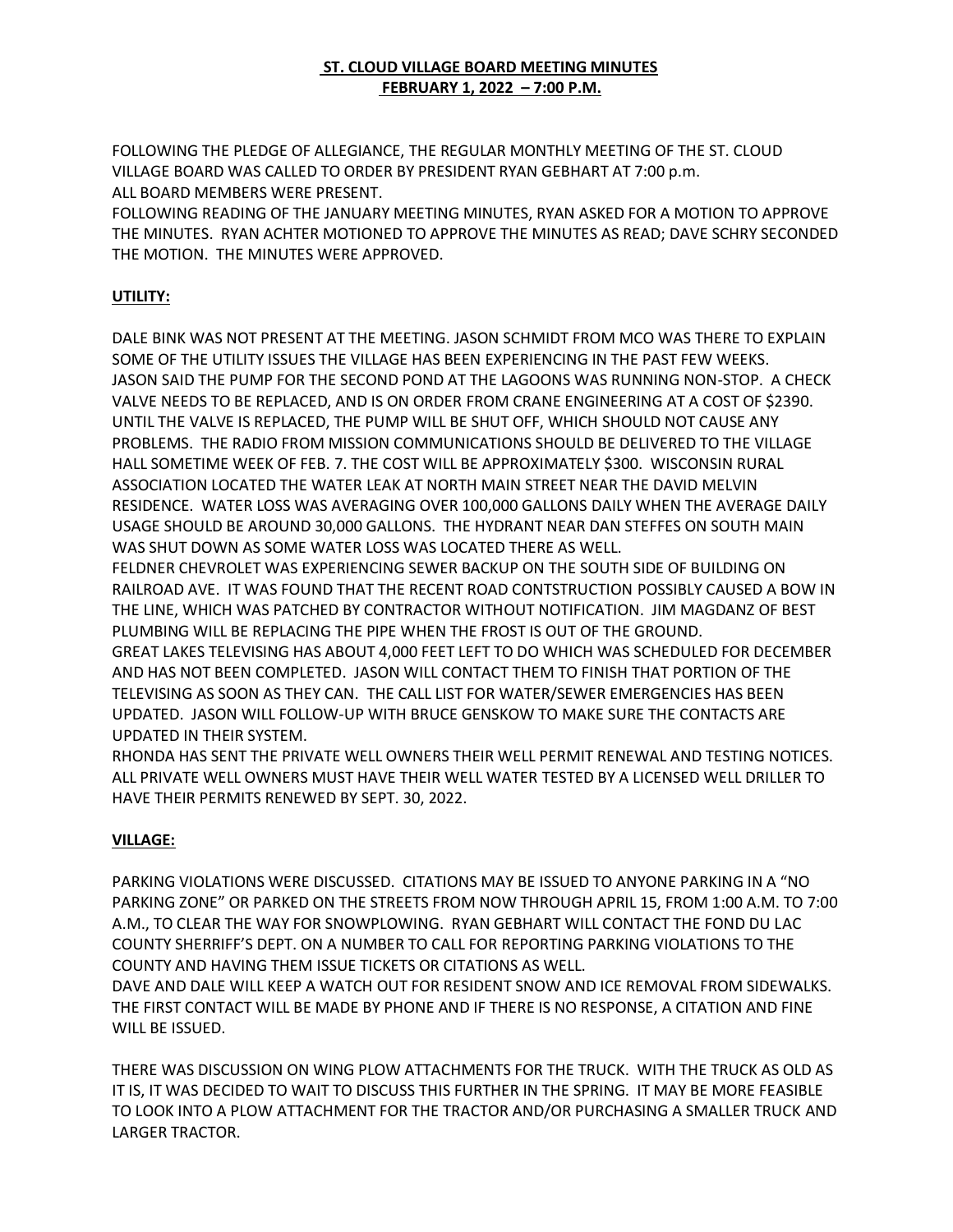**ST. CLOUD VILLAGE BOARD MEETING MINUTES**
**FEBRUARY 1, 2022 – 7:00 P.M.**

FOLLOWING THE PLEDGE OF ALLEGIANCE, THE REGULAR MONTHLY MEETING OF THE ST. CLOUD VILLAGE BOARD WAS CALLED TO ORDER BY PRESIDENT RYAN GEBHART AT 7:00 p.m.
ALL BOARD MEMBERS WERE PRESENT.
FOLLOWING READING OF THE JANUARY MEETING MINUTES, RYAN ASKED FOR A MOTION TO APPROVE THE MINUTES. RYAN ACHTER MOTIONED TO APPROVE THE MINUTES AS READ; DAVE SCHRY SECONDED THE MOTION. THE MINUTES WERE APPROVED.

**UTILITY:**

DALE BINK WAS NOT PRESENT AT THE MEETING. JASON SCHMIDT FROM MCO WAS THERE TO EXPLAIN SOME OF THE UTILITY ISSUES THE VILLAGE HAS BEEN EXPERIENCING IN THE PAST FEW WEEKS.
JASON SAID THE PUMP FOR THE SECOND POND AT THE LAGOONS WAS RUNNING NON-STOP. A CHECK VALVE NEEDS TO BE REPLACED, AND IS ON ORDER FROM CRANE ENGINEERING AT A COST OF $2390. UNTIL THE VALVE IS REPLACED, THE PUMP WILL BE SHUT OFF, WHICH SHOULD NOT CAUSE ANY PROBLEMS. THE RADIO FROM MISSION COMMUNICATIONS SHOULD BE DELIVERED TO THE VILLAGE HALL SOMETIME WEEK OF FEB. 7. THE COST WILL BE APPROXIMATELY $300. WISCONSIN RURAL ASSOCIATION LOCATED THE WATER LEAK AT NORTH MAIN STREET NEAR THE DAVID MELVIN RESIDENCE. WATER LOSS WAS AVERAGING OVER 100,000 GALLONS DAILY WHEN THE AVERAGE DAILY USAGE SHOULD BE AROUND 30,000 GALLONS. THE HYDRANT NEAR DAN STEFFES ON SOUTH MAIN WAS SHUT DOWN AS SOME WATER LOSS WAS LOCATED THERE AS WELL.
FELDNER CHEVROLET WAS EXPERIENCING SEWER BACKUP ON THE SOUTH SIDE OF BUILDING ON RAILROAD AVE. IT WAS FOUND THAT THE RECENT ROAD CONTSTRUCTION POSSIBLY CAUSED A BOW IN THE LINE, WHICH WAS PATCHED BY CONTRACTOR WITHOUT NOTIFICATION. JIM MAGDANZ OF BEST PLUMBING WILL BE REPLACING THE PIPE WHEN THE FROST IS OUT OF THE GROUND.
GREAT LAKES TELEVISING HAS ABOUT 4,000 FEET LEFT TO DO WHICH WAS SCHEDULED FOR DECEMBER AND HAS NOT BEEN COMPLETED. JASON WILL CONTACT THEM TO FINISH THAT PORTION OF THE TELEVISING AS SOON AS THEY CAN. THE CALL LIST FOR WATER/SEWER EMERGENCIES HAS BEEN UPDATED. JASON WILL FOLLOW-UP WITH BRUCE GENSKOW TO MAKE SURE THE CONTACTS ARE UPDATED IN THEIR SYSTEM.
RHONDA HAS SENT THE PRIVATE WELL OWNERS THEIR WELL PERMIT RENEWAL AND TESTING NOTICES. ALL PRIVATE WELL OWNERS MUST HAVE THEIR WELL WATER TESTED BY A LICENSED WELL DRILLER TO HAVE THEIR PERMITS RENEWED BY SEPT. 30, 2022.

**VILLAGE:**

PARKING VIOLATIONS WERE DISCUSSED. CITATIONS MAY BE ISSUED TO ANYONE PARKING IN A "NO PARKING ZONE" OR PARKED ON THE STREETS FROM NOW THROUGH APRIL 15, FROM 1:00 A.M. TO 7:00 A.M., TO CLEAR THE WAY FOR SNOWPLOWING. RYAN GEBHART WILL CONTACT THE FOND DU LAC COUNTY SHERRIFF'S DEPT. ON A NUMBER TO CALL FOR REPORTING PARKING VIOLATIONS TO THE COUNTY AND HAVING THEM ISSUE TICKETS OR CITATIONS AS WELL.
DAVE AND DALE WILL KEEP A WATCH OUT FOR RESIDENT SNOW AND ICE REMOVAL FROM SIDEWALKS. THE FIRST CONTACT WILL BE MADE BY PHONE AND IF THERE IS NO RESPONSE, A CITATION AND FINE WILL BE ISSUED.

THERE WAS DISCUSSION ON WING PLOW ATTACHMENTS FOR THE TRUCK. WITH THE TRUCK AS OLD AS IT IS, IT WAS DECIDED TO WAIT TO DISCUSS THIS FURTHER IN THE SPRING. IT MAY BE MORE FEASIBLE TO LOOK INTO A PLOW ATTACHMENT FOR THE TRACTOR AND/OR PURCHASING A SMALLER TRUCK AND LARGER TRACTOR.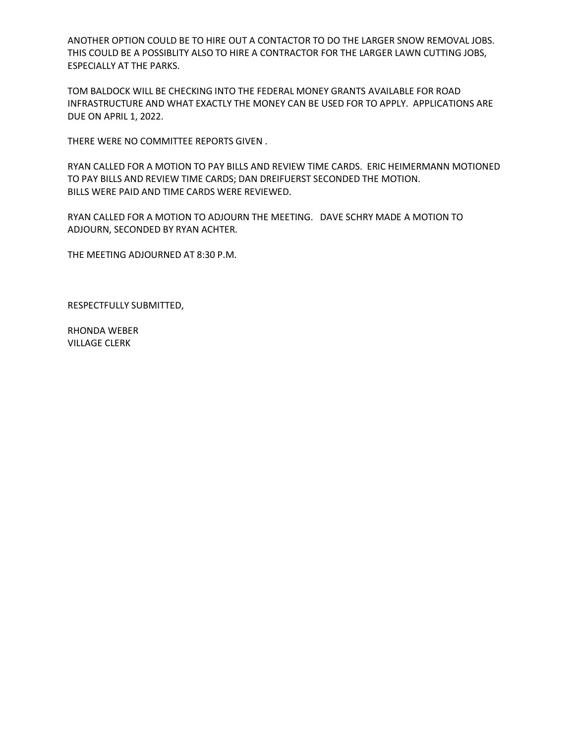ANOTHER OPTION COULD BE TO HIRE OUT A CONTACTOR TO DO THE LARGER SNOW REMOVAL JOBS. THIS COULD BE A POSSIBLITY ALSO TO HIRE A CONTRACTOR FOR THE LARGER LAWN CUTTING JOBS, ESPECIALLY AT THE PARKS.

TOM BALDOCK WILL BE CHECKING INTO THE FEDERAL MONEY GRANTS AVAILABLE FOR ROAD INFRASTRUCTURE AND WHAT EXACTLY THE MONEY CAN BE USED FOR TO APPLY. APPLICATIONS ARE DUE ON APRIL 1, 2022.

THERE WERE NO COMMITTEE REPORTS GIVEN .

RYAN CALLED FOR A MOTION TO PAY BILLS AND REVIEW TIME CARDS. ERIC HEIMERMANN MOTIONED TO PAY BILLS AND REVIEW TIME CARDS; DAN DREIFUERST SECONDED THE MOTION.
BILLS WERE PAID AND TIME CARDS WERE REVIEWED.

RYAN CALLED FOR A MOTION TO ADJOURN THE MEETING. DAVE SCHRY MADE A MOTION TO ADJOURN, SECONDED BY RYAN ACHTER.

THE MEETING ADJOURNED AT 8:30 P.M.

RESPECTFULLY SUBMITTED,

RHONDA WEBER
VILLAGE CLERK